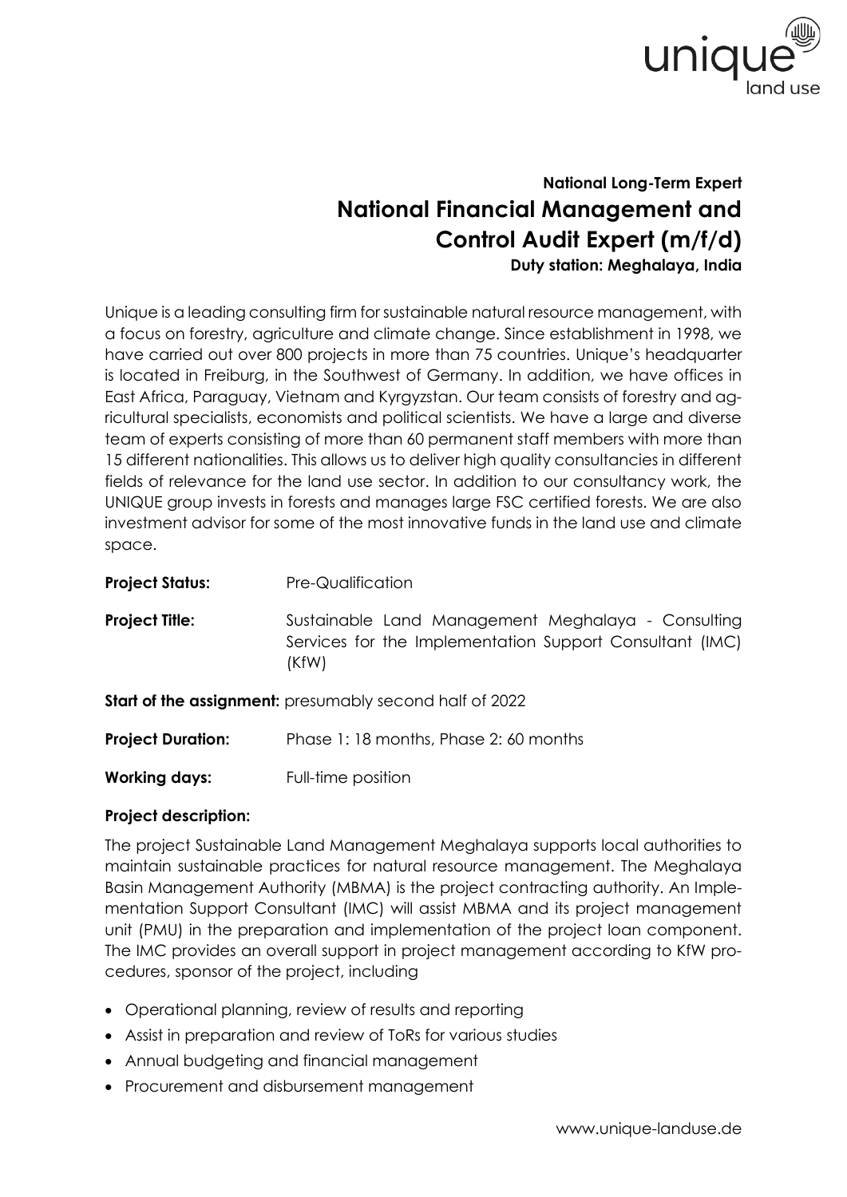**National Long-Term Expert**

# National Financial Management and Control Audit Expert (m/f/d)

**Duty station: Meghalaya, India**

Unique is a leading consulting firm for sustainable natural resource management, with a focus on forestry, agriculture and climate change. Since establishment in 1998, we have carried out over 800 projects in more than 75 countries. Unique's headquarter is located in Freiburg, in the Southwest of Germany. In addition, we have offices in East Africa, Paraguay, Vietnam and Kyrgyzstan. Our team consists of forestry and agricultural specialists, economists and political scientists. We have a large and diverse team of experts consisting of more than 60 permanent staff members with more than 15 different nationalities. This allows us to deliver high quality consultancies in different fields of relevance for the land use sector. In addition to our consultancy work, the UNIQUE group invests in forests and manages large FSC certified forests. We are also investment advisor for some of the most innovative funds in the land use and climate space.

**Project Status:** Pre-Qualification

**Project Title:** Sustainable Land Management Meghalaya - Consulting Services for the Implementation Support Consultant (IMC) (KfW)

**Start of the assignment:** presumably second half of 2022

**Project Duration:** Phase 1: 18 months, Phase 2: 60 months

**Working days:** Full-time position

**Project description:**

The project Sustainable Land Management Meghalaya supports local authorities to maintain sustainable practices for natural resource management. The Meghalaya Basin Management Authority (MBMA) is the project contracting authority. An Implementation Support Consultant (IMC) will assist MBMA and its project management unit (PMU) in the preparation and implementation of the project loan component. The IMC provides an overall support in project management according to KfW procedures, sponsor of the project, including

- Operational planning, review of results and reporting
- Assist in preparation and review of ToRs for various studies
- Annual budgeting and financial management
- Procurement and disbursement management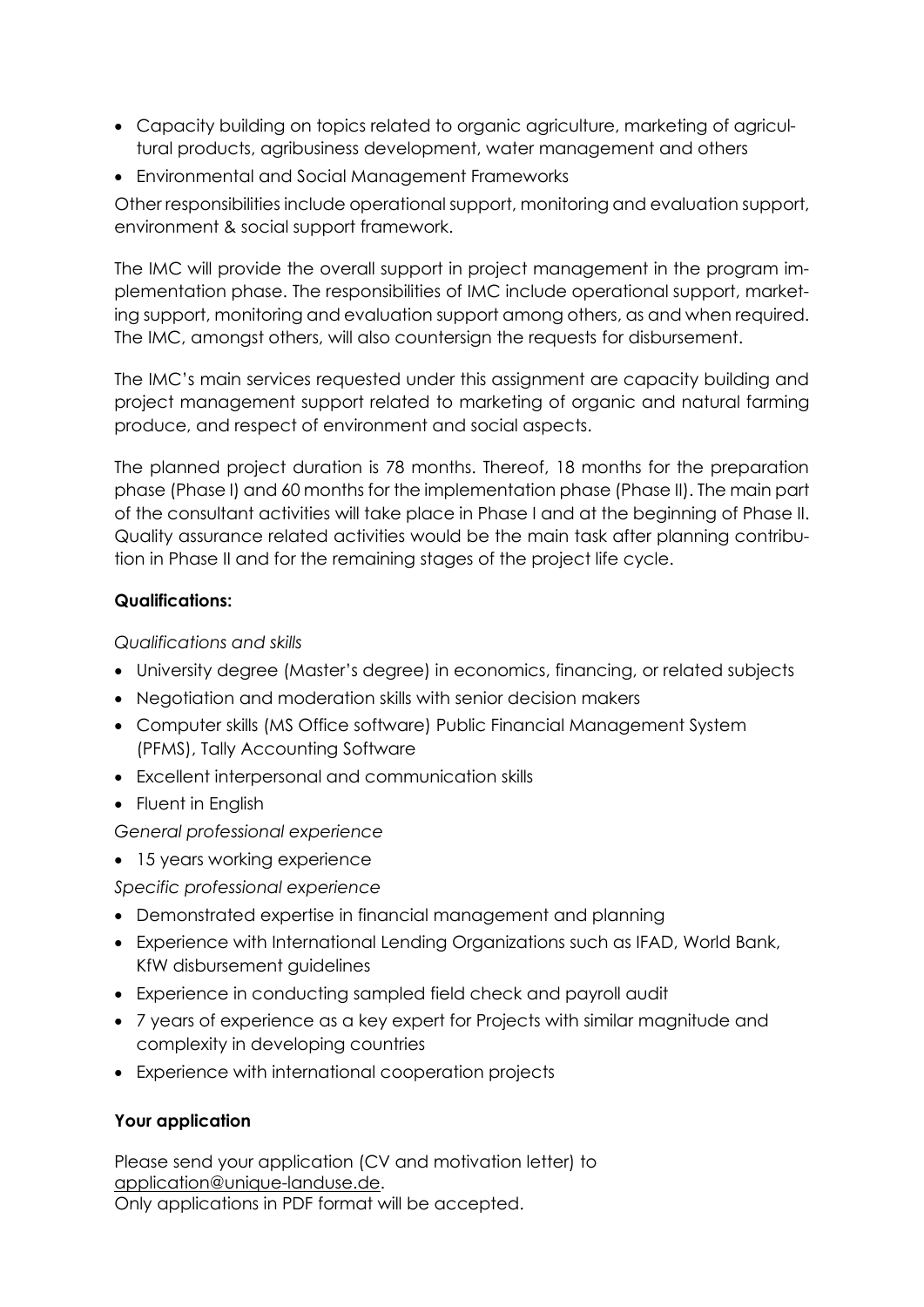- Capacity building on topics related to organic agriculture, marketing of agricultural products, agribusiness development, water management and others
- Environmental and Social Management Frameworks

Other responsibilities include operational support, monitoring and evaluation support, environment & social support framework.

The IMC will provide the overall support in project management in the program implementation phase. The responsibilities of IMC include operational support, marketing support, monitoring and evaluation support among others, as and when required. The IMC, amongst others, will also countersign the requests for disbursement.

The IMC's main services requested under this assignment are capacity building and project management support related to marketing of organic and natural farming produce, and respect of environment and social aspects.

The planned project duration is 78 months. Thereof, 18 months for the preparation phase (Phase I) and 60 months for the implementation phase (Phase II). The main part of the consultant activities will take place in Phase I and at the beginning of Phase II. Quality assurance related activities would be the main task after planning contribution in Phase II and for the remaining stages of the project life cycle.

**Qualifications:**

*Qualifications and skills*

- University degree (Master's degree) in economics, financing, or related subjects
- Negotiation and moderation skills with senior decision makers
- Computer skills (MS Office software) Public Financial Management System (PFMS), Tally Accounting Software
- Excellent interpersonal and communication skills
- Fluent in English

*General professional experience*

- 15 years working experience

*Specific professional experience*

- Demonstrated expertise in financial management and planning
- Experience with International Lending Organizations such as IFAD, World Bank, KfW disbursement guidelines
- Experience in conducting sampled field check and payroll audit
- 7 years of experience as a key expert for Projects with similar magnitude and complexity in developing countries
- Experience with international cooperation projects

**Your application**

Please send your application (CV and motivation letter) to application@unique-landuse.de.
Only applications in PDF format will be accepted.